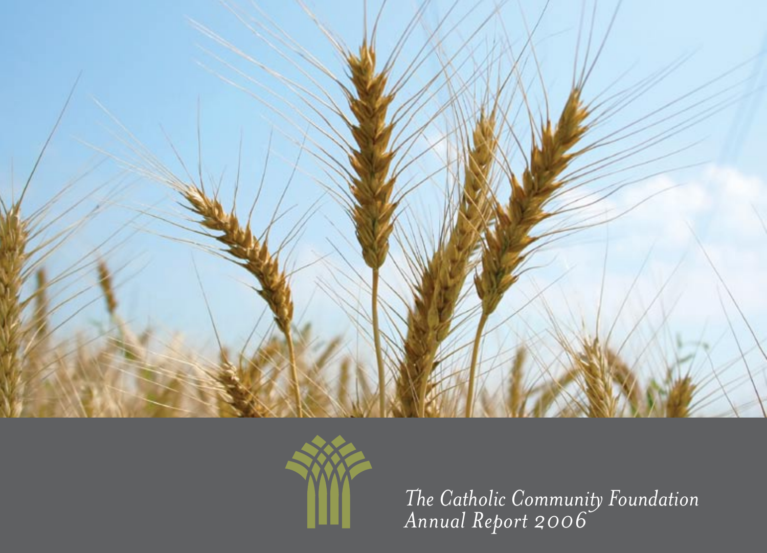*The Catholic Community Foundation*
*Annual Report 2006*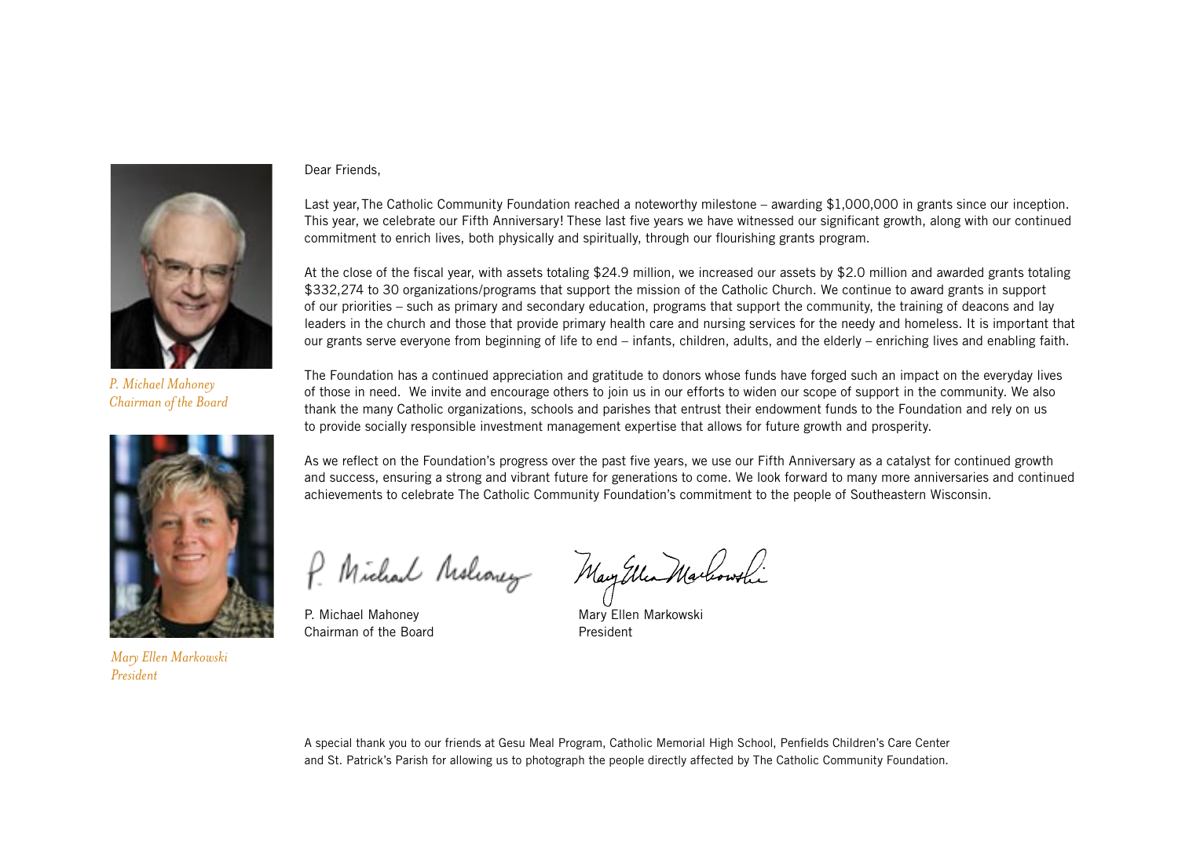*P. Michael Mahoney*
*Chairman of the Board*

*Mary Ellen Markowski*
*President*

Dear Friends,

Last year, The Catholic Community Foundation reached a noteworthy milestone – awarding $1,000,000 in grants since our inception. This year, we celebrate our Fifth Anniversary! These last five years we have witnessed our significant growth, along with our continued commitment to enrich lives, both physically and spiritually, through our flourishing grants program.

At the close of the fiscal year, with assets totaling $24.9 million, we increased our assets by $2.0 million and awarded grants totaling $332,274 to 30 organizations/programs that support the mission of the Catholic Church. We continue to award grants in support of our priorities – such as primary and secondary education, programs that support the community, the training of deacons and lay leaders in the church and those that provide primary health care and nursing services for the needy and homeless. It is important that our grants serve everyone from beginning of life to end – infants, children, adults, and the elderly – enriching lives and enabling faith.

The Foundation has a continued appreciation and gratitude to donors whose funds have forged such an impact on the everyday lives of those in need. We invite and encourage others to join us in our efforts to widen our scope of support in the community. We also thank the many Catholic organizations, schools and parishes that entrust their endowment funds to the Foundation and rely on us to provide socially responsible investment management expertise that allows for future growth and prosperity.

As we reflect on the Foundation's progress over the past five years, we use our Fifth Anniversary as a catalyst for continued growth and success, ensuring a strong and vibrant future for generations to come. We look forward to many more anniversaries and continued achievements to celebrate The Catholic Community Foundation's commitment to the people of Southeastern Wisconsin.

P. Michael Mahoney
Chairman of the Board

Mary Ellen Markowski
President

A special thank you to our friends at Gesu Meal Program, Catholic Memorial High School, Penfields Children's Care Center and St. Patrick's Parish for allowing us to photograph the people directly affected by The Catholic Community Foundation.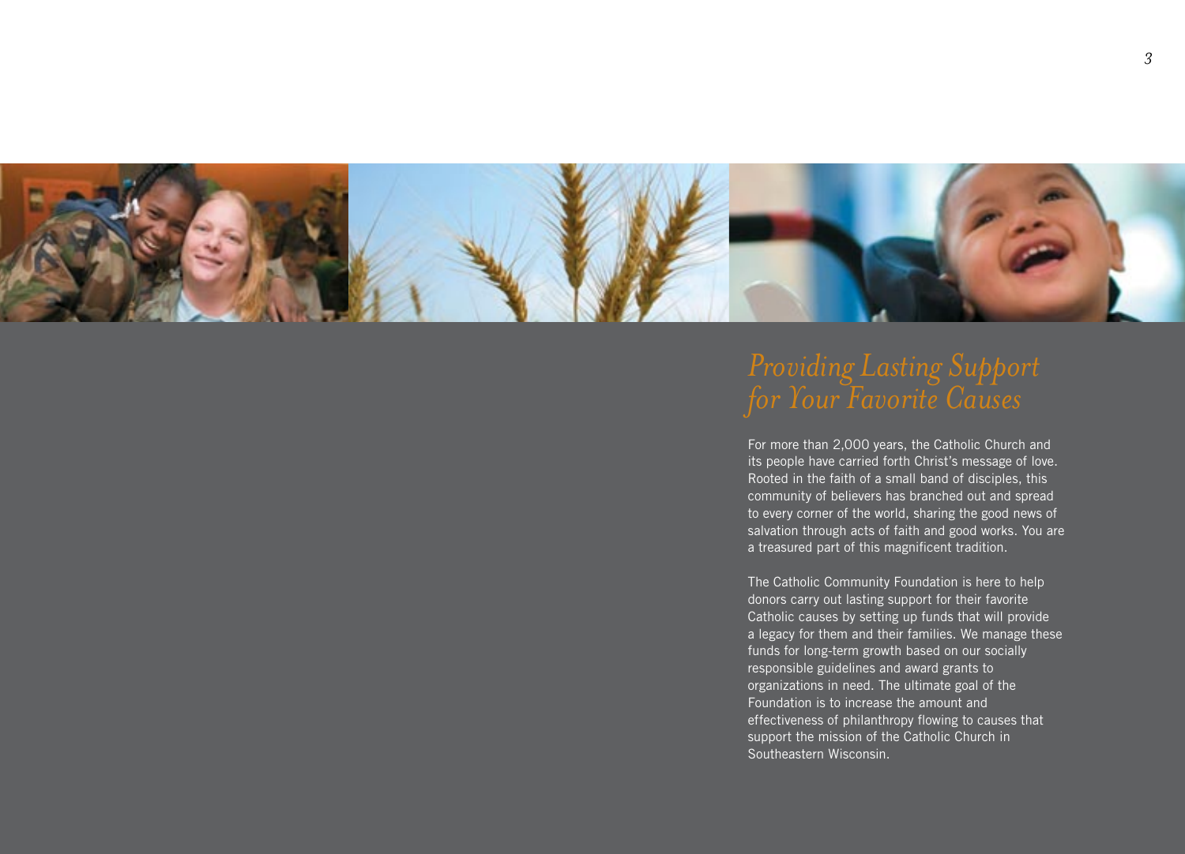## *Providing Lasting Support for Your Favorite Causes*

For more than 2,000 years, the Catholic Church and its people have carried forth Christ's message of love. Rooted in the faith of a small band of disciples, this community of believers has branched out and spread to every corner of the world, sharing the good news of salvation through acts of faith and good works. You are a treasured part of this magnificent tradition.

The Catholic Community Foundation is here to help donors carry out lasting support for their favorite Catholic causes by setting up funds that will provide a legacy for them and their families. We manage these funds for long-term growth based on our socially responsible guidelines and award grants to organizations in need. The ultimate goal of the Foundation is to increase the amount and effectiveness of philanthropy flowing to causes that support the mission of the Catholic Church in Southeastern Wisconsin.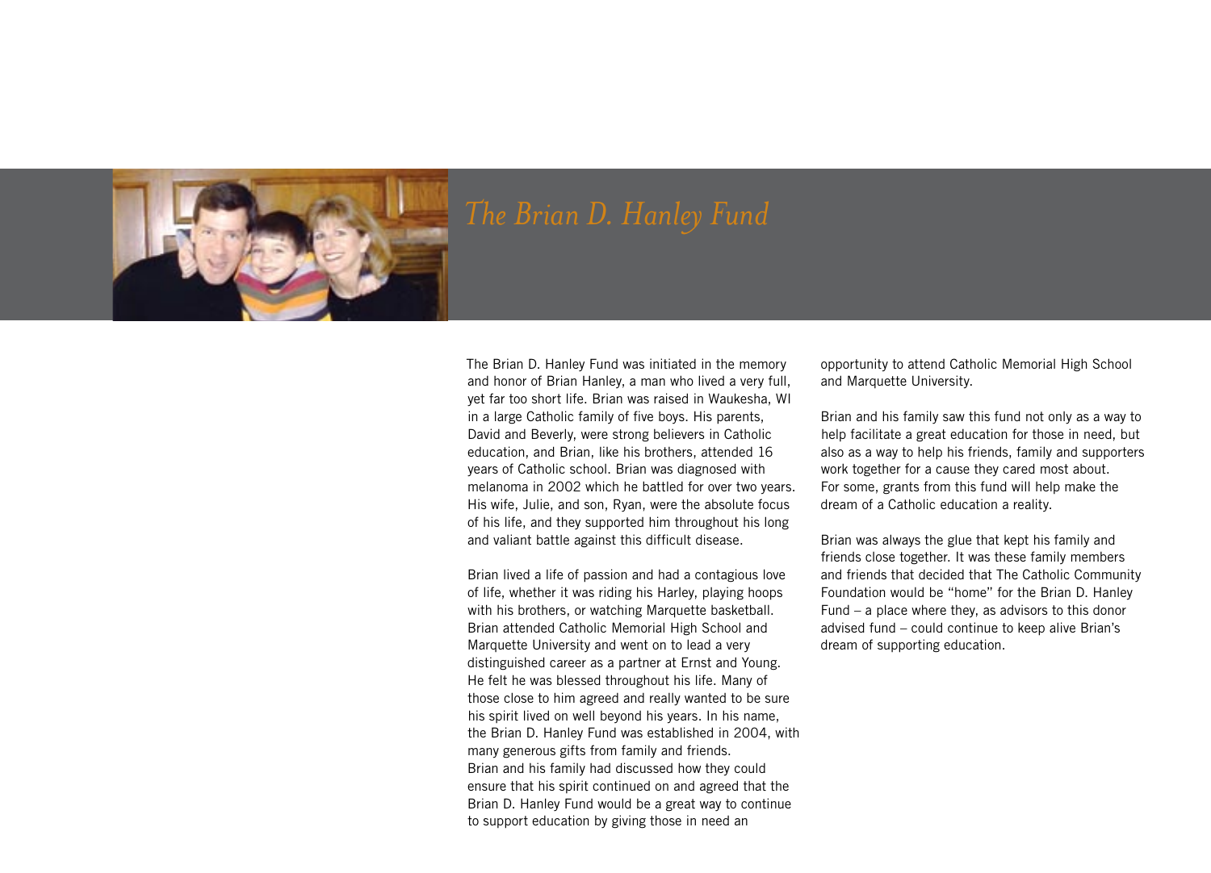# *The Brian D. Hanley Fund*

The Brian D. Hanley Fund was initiated in the memory and honor of Brian Hanley, a man who lived a very full, yet far too short life. Brian was raised in Waukesha, WI in a large Catholic family of five boys. His parents, David and Beverly, were strong believers in Catholic education, and Brian, like his brothers, attended 16 years of Catholic school. Brian was diagnosed with melanoma in 2002 which he battled for over two years. His wife, Julie, and son, Ryan, were the absolute focus of his life, and they supported him throughout his long and valiant battle against this difficult disease.

Brian lived a life of passion and had a contagious love of life, whether it was riding his Harley, playing hoops with his brothers, or watching Marquette basketball. Brian attended Catholic Memorial High School and Marquette University and went on to lead a very distinguished career as a partner at Ernst and Young. He felt he was blessed throughout his life. Many of those close to him agreed and really wanted to be sure his spirit lived on well beyond his years. In his name, the Brian D. Hanley Fund was established in 2004, with many generous gifts from family and friends. Brian and his family had discussed how they could ensure that his spirit continued on and agreed that the Brian D. Hanley Fund would be a great way to continue to support education by giving those in need an opportunity to attend Catholic Memorial High School and Marquette University.

Brian and his family saw this fund not only as a way to help facilitate a great education for those in need, but also as a way to help his friends, family and supporters work together for a cause they cared most about. For some, grants from this fund will help make the dream of a Catholic education a reality.

Brian was always the glue that kept his family and friends close together. It was these family members and friends that decided that The Catholic Community Foundation would be "home" for the Brian D. Hanley Fund – a place where they, as advisors to this donor advised fund – could continue to keep alive Brian's dream of supporting education.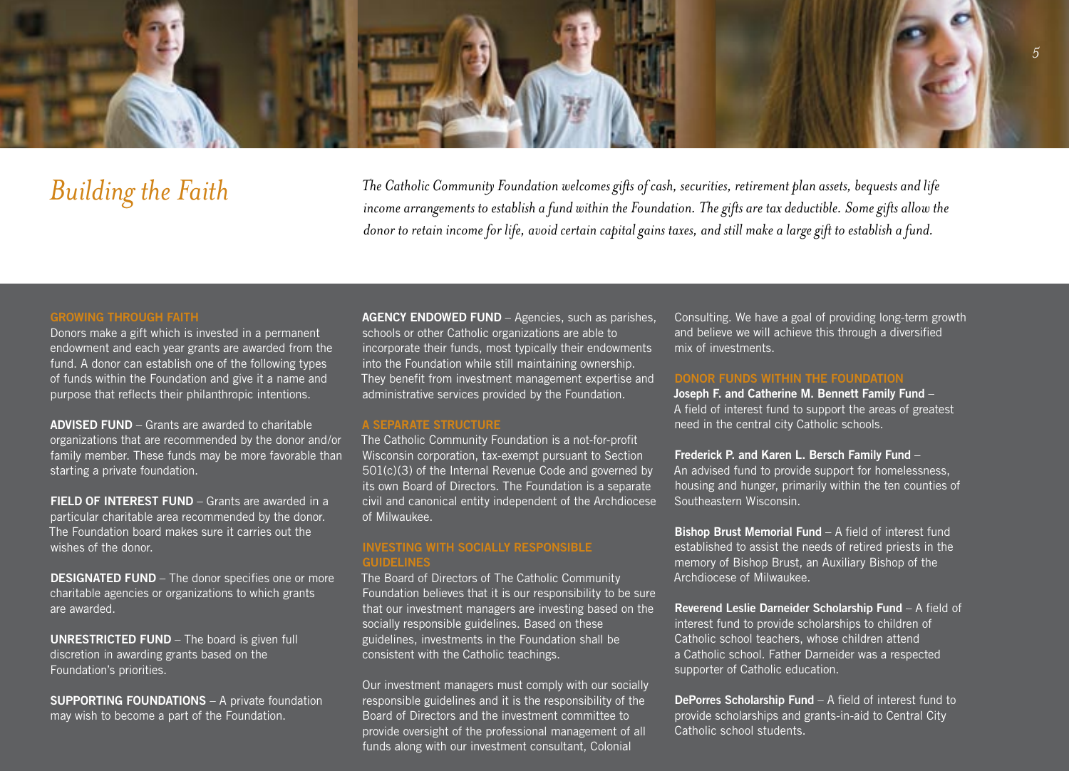# *Building the Faith*

*The Catholic Community Foundation welcomes gifts of cash, securities, retirement plan assets, bequests and life income arrangements to establish a fund within the Foundation. The gifts are tax deductible. Some gifts allow the donor to retain income for life, avoid certain capital gains taxes, and still make a large gift to establish a fund.*

## GROWING THROUGH FAITH

Donors make a gift which is invested in a permanent endowment and each year grants are awarded from the fund. A donor can establish one of the following types of funds within the Foundation and give it a name and purpose that reflects their philanthropic intentions.

**ADVISED FUND** – Grants are awarded to charitable organizations that are recommended by the donor and/or family member. These funds may be more favorable than starting a private foundation.

**FIELD OF INTEREST FUND** – Grants are awarded in a particular charitable area recommended by the donor. The Foundation board makes sure it carries out the wishes of the donor.

**DESIGNATED FUND** – The donor specifies one or more charitable agencies or organizations to which grants are awarded.

**UNRESTRICTED FUND** – The board is given full discretion in awarding grants based on the Foundation's priorities.

**SUPPORTING FOUNDATIONS** – A private foundation may wish to become a part of the Foundation.

**AGENCY ENDOWED FUND** – Agencies, such as parishes, schools or other Catholic organizations are able to incorporate their funds, most typically their endowments into the Foundation while still maintaining ownership. They benefit from investment management expertise and administrative services provided by the Foundation.

## A SEPARATE STRUCTURE

The Catholic Community Foundation is a not-for-profit Wisconsin corporation, tax-exempt pursuant to Section 501(c)(3) of the Internal Revenue Code and governed by its own Board of Directors. The Foundation is a separate civil and canonical entity independent of the Archdiocese of Milwaukee.

## INVESTING WITH SOCIALLY RESPONSIBLE GUIDELINES

The Board of Directors of The Catholic Community Foundation believes that it is our responsibility to be sure that our investment managers are investing based on the socially responsible guidelines. Based on these guidelines, investments in the Foundation shall be consistent with the Catholic teachings.

Our investment managers must comply with our socially responsible guidelines and it is the responsibility of the Board of Directors and the investment committee to provide oversight of the professional management of all funds along with our investment consultant, Colonial Consulting. We have a goal of providing long-term growth and believe we will achieve this through a diversified mix of investments.

## DONOR FUNDS WITHIN THE FOUNDATION

**Joseph F. and Catherine M. Bennett Family Fund** – A field of interest fund to support the areas of greatest need in the central city Catholic schools.

**Frederick P. and Karen L. Bersch Family Fund** – An advised fund to provide support for homelessness, housing and hunger, primarily within the ten counties of Southeastern Wisconsin.

**Bishop Brust Memorial Fund** – A field of interest fund established to assist the needs of retired priests in the memory of Bishop Brust, an Auxiliary Bishop of the Archdiocese of Milwaukee.

**Reverend Leslie Darneider Scholarship Fund** – A field of interest fund to provide scholarships to children of Catholic school teachers, whose children attend a Catholic school. Father Darneider was a respected supporter of Catholic education.

**DePorres Scholarship Fund** – A field of interest fund to provide scholarships and grants-in-aid to Central City Catholic school students.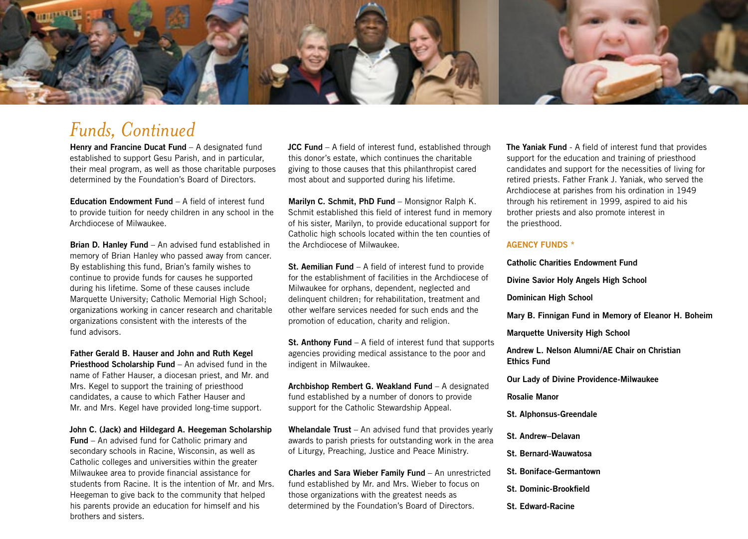# *Funds, Continued*

**Henry and Francine Ducat Fund** – A designated fund established to support Gesu Parish, and in particular, their meal program, as well as those charitable purposes determined by the Foundation's Board of Directors.

**Education Endowment Fund** – A field of interest fund to provide tuition for needy children in any school in the Archdiocese of Milwaukee.

**Brian D. Hanley Fund** – An advised fund established in memory of Brian Hanley who passed away from cancer. By establishing this fund, Brian's family wishes to continue to provide funds for causes he supported during his lifetime. Some of these causes include Marquette University; Catholic Memorial High School; organizations working in cancer research and charitable organizations consistent with the interests of the fund advisors.

**Father Gerald B. Hauser and John and Ruth Kegel Priesthood Scholarship Fund** – An advised fund in the name of Father Hauser, a diocesan priest, and Mr. and Mrs. Kegel to support the training of priesthood candidates, a cause to which Father Hauser and Mr. and Mrs. Kegel have provided long-time support.

**John C. (Jack) and Hildegard A. Heegeman Scholarship Fund** – An advised fund for Catholic primary and secondary schools in Racine, Wisconsin, as well as Catholic colleges and universities within the greater Milwaukee area to provide financial assistance for students from Racine. It is the intention of Mr. and Mrs. Heegeman to give back to the community that helped his parents provide an education for himself and his brothers and sisters.

**JCC Fund** – A field of interest fund, established through this donor's estate, which continues the charitable giving to those causes that this philanthropist cared most about and supported during his lifetime.

**Marilyn C. Schmit, PhD Fund** – Monsignor Ralph K. Schmit established this field of interest fund in memory of his sister, Marilyn, to provide educational support for Catholic high schools located within the ten counties of the Archdiocese of Milwaukee.

**St. Aemilian Fund** – A field of interest fund to provide for the establishment of facilities in the Archdiocese of Milwaukee for orphans, dependent, neglected and delinquent children; for rehabilitation, treatment and other welfare services needed for such ends and the promotion of education, charity and religion.

**St. Anthony Fund** – A field of interest fund that supports agencies providing medical assistance to the poor and indigent in Milwaukee.

**Archbishop Rembert G. Weakland Fund** – A designated fund established by a number of donors to provide support for the Catholic Stewardship Appeal.

**Whelandale Trust** – An advised fund that provides yearly awards to parish priests for outstanding work in the area of Liturgy, Preaching, Justice and Peace Ministry.

**Charles and Sara Wieber Family Fund** – An unrestricted fund established by Mr. and Mrs. Wieber to focus on those organizations with the greatest needs as determined by the Foundation's Board of Directors.

**The Yaniak Fund** - A field of interest fund that provides support for the education and training of priesthood candidates and support for the necessities of living for retired priests. Father Frank J. Yaniak, who served the Archdiocese at parishes from his ordination in 1949 through his retirement in 1999, aspired to aid his brother priests and also promote interest in the priesthood.

## AGENCY FUNDS *

**Catholic Charities Endowment Fund**

**Divine Savior Holy Angels High School**

**Dominican High School**

**Mary B. Finnigan Fund in Memory of Eleanor H. Boheim**

**Marquette University High School**

**Andrew L. Nelson Alumni/AE Chair on Christian Ethics Fund**

**Our Lady of Divine Providence-Milwaukee**

**Rosalie Manor**

**St. Alphonsus-Greendale**

**St. Andrew–Delavan**

**St. Bernard-Wauwatosa**

**St. Boniface-Germantown**

**St. Dominic-Brookfield**

**St. Edward-Racine**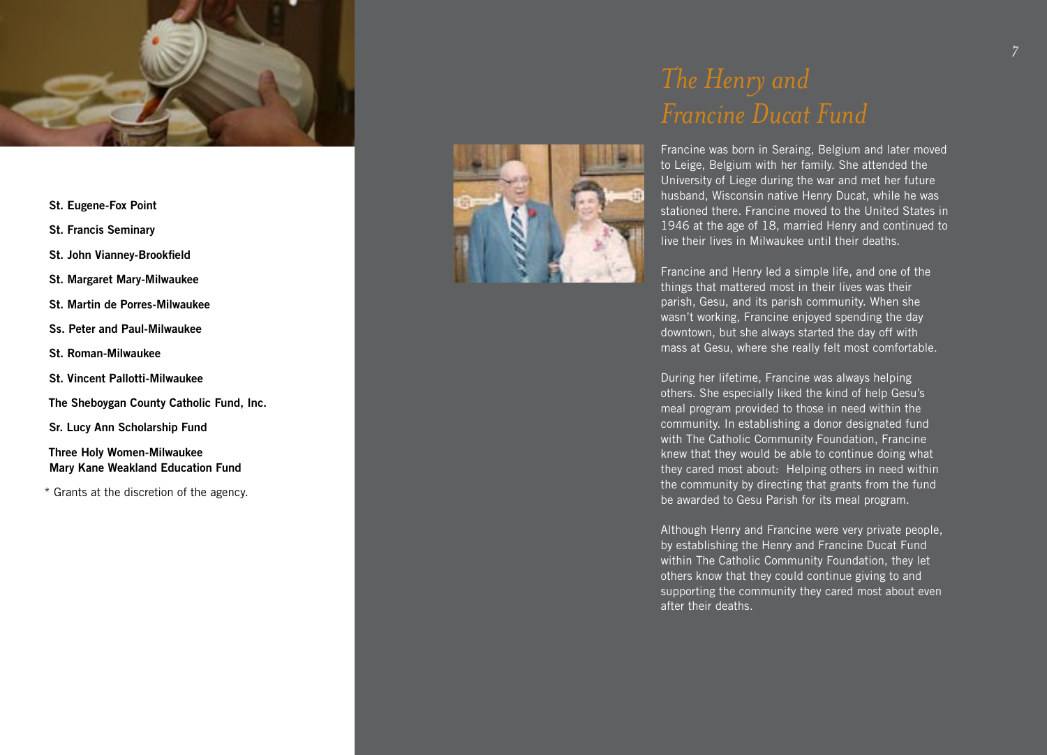**St. Eugene-Fox Point**

**St. Francis Seminary**

**St. John Vianney-Brookfield**

**St. Margaret Mary-Milwaukee**

**St. Martin de Porres-Milwaukee**

**Ss. Peter and Paul-Milwaukee**

**St. Roman-Milwaukee**

**St. Vincent Pallotti-Milwaukee**

**The Sheboygan County Catholic Fund, Inc.**

**Sr. Lucy Ann Scholarship Fund**

**Three Holy Women-Milwaukee**
**Mary Kane Weakland Education Fund**

* Grants at the discretion of the agency.

# *The Henry and Francine Ducat Fund*

Francine was born in Seraing, Belgium and later moved to Leige, Belgium with her family. She attended the University of Liege during the war and met her future husband, Wisconsin native Henry Ducat, while he was stationed there. Francine moved to the United States in 1946 at the age of 18, married Henry and continued to live their lives in Milwaukee until their deaths.

Francine and Henry led a simple life, and one of the things that mattered most in their lives was their parish, Gesu, and its parish community. When she wasn't working, Francine enjoyed spending the day downtown, but she always started the day off with mass at Gesu, where she really felt most comfortable.

During her lifetime, Francine was always helping others. She especially liked the kind of help Gesu's meal program provided to those in need within the community. In establishing a donor designated fund with The Catholic Community Foundation, Francine knew that they would be able to continue doing what they cared most about: Helping others in need within the community by directing that grants from the fund be awarded to Gesu Parish for its meal program.

Although Henry and Francine were very private people, by establishing the Henry and Francine Ducat Fund within The Catholic Community Foundation, they let others know that they could continue giving to and supporting the community they cared most about even after their deaths.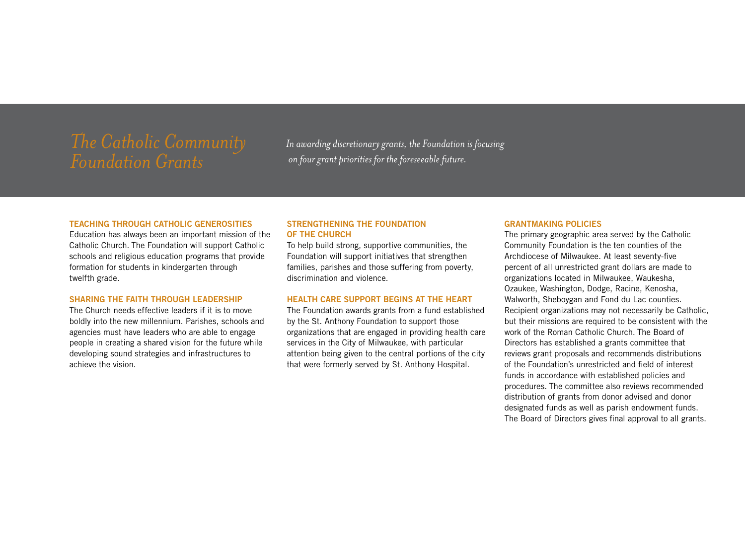# *The Catholic Community Foundation Grants*

*In awarding discretionary grants, the Foundation is focusing on four grant priorities for the foreseeable future.*

## TEACHING THROUGH CATHOLIC GENEROSITIES

Education has always been an important mission of the Catholic Church. The Foundation will support Catholic schools and religious education programs that provide formation for students in kindergarten through twelfth grade.

## SHARING THE FAITH THROUGH LEADERSHIP

The Church needs effective leaders if it is to move boldly into the new millennium. Parishes, schools and agencies must have leaders who are able to engage people in creating a shared vision for the future while developing sound strategies and infrastructures to achieve the vision.

## STRENGTHENING THE FOUNDATION OF THE CHURCH

To help build strong, supportive communities, the Foundation will support initiatives that strengthen families, parishes and those suffering from poverty, discrimination and violence.

## HEALTH CARE SUPPORT BEGINS AT THE HEART

The Foundation awards grants from a fund established by the St. Anthony Foundation to support those organizations that are engaged in providing health care services in the City of Milwaukee, with particular attention being given to the central portions of the city that were formerly served by St. Anthony Hospital.

## GRANTMAKING POLICIES

The primary geographic area served by the Catholic Community Foundation is the ten counties of the Archdiocese of Milwaukee. At least seventy-five percent of all unrestricted grant dollars are made to organizations located in Milwaukee, Waukesha, Ozaukee, Washington, Dodge, Racine, Kenosha, Walworth, Sheboygan and Fond du Lac counties. Recipient organizations may not necessarily be Catholic, but their missions are required to be consistent with the work of the Roman Catholic Church. The Board of Directors has established a grants committee that reviews grant proposals and recommends distributions of the Foundation's unrestricted and field of interest funds in accordance with established policies and procedures. The committee also reviews recommended distribution of grants from donor advised and donor designated funds as well as parish endowment funds. The Board of Directors gives final approval to all grants.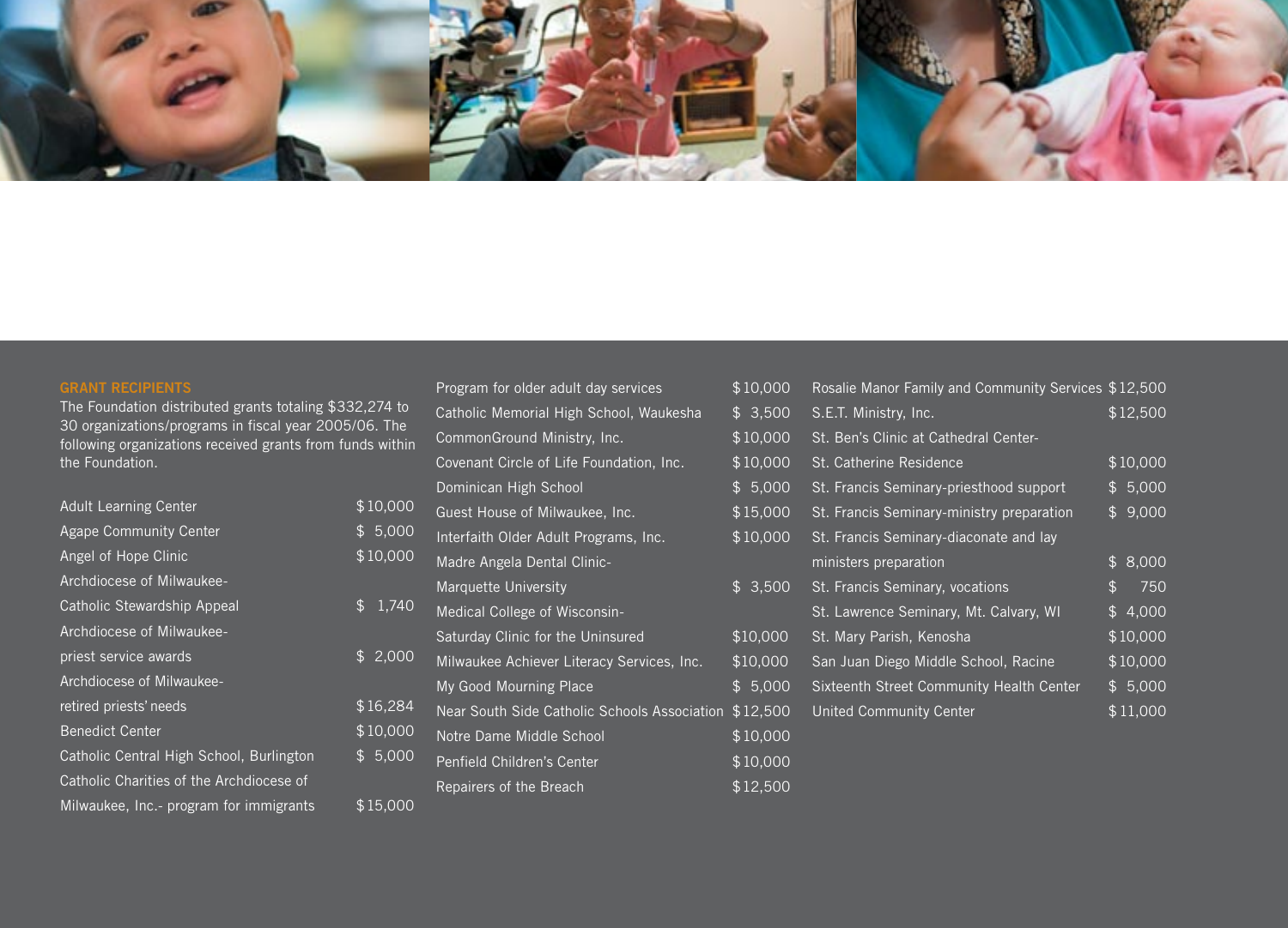## GRANT RECIPIENTS

The Foundation distributed grants totaling $332,274 to 30 organizations/programs in fiscal year 2005/06. The following organizations received grants from funds within the Foundation.

| | |
|---|---|
| Adult Learning Center | $10,000 |
| Agape Community Center | $ 5,000 |
| Angel of Hope Clinic | $10,000 |
| Archdiocese of Milwaukee-Catholic Stewardship Appeal | $ 1,740 |
| Archdiocese of Milwaukee-priest service awards | $ 2,000 |
| Archdiocese of Milwaukee-retired priests' needs | $16,284 |
| Benedict Center | $10,000 |
| Catholic Central High School, Burlington | $ 5,000 |
| Catholic Charities of the Archdiocese of Milwaukee, Inc.- program for immigrants | $15,000 |
| Program for older adult day services | $10,000 |
| Catholic Memorial High School, Waukesha | $ 3,500 |
| CommonGround Ministry, Inc. | $10,000 |
| Covenant Circle of Life Foundation, Inc. | $10,000 |
| Dominican High School | $ 5,000 |
| Guest House of Milwaukee, Inc. | $15,000 |
| Interfaith Older Adult Programs, Inc. | $10,000 |
| Madre Angela Dental Clinic-Marquette University | $ 3,500 |
| Medical College of Wisconsin-Saturday Clinic for the Uninsured | $10,000 |
| Milwaukee Achiever Literacy Services, Inc. | $10,000 |
| My Good Mourning Place | $ 5,000 |
| Near South Side Catholic Schools Association | $12,500 |
| Notre Dame Middle School | $10,000 |
| Penfield Children's Center | $10,000 |
| Repairers of the Breach | $12,500 |
| Rosalie Manor Family and Community Services | $12,500 |
| S.E.T. Ministry, Inc. | $12,500 |
| St. Ben's Clinic at Cathedral Center-St. Catherine Residence | $10,000 |
| St. Francis Seminary-priesthood support | $ 5,000 |
| St. Francis Seminary-ministry preparation | $ 9,000 |
| St. Francis Seminary-diaconate and lay ministers preparation | $ 8,000 |
| St. Francis Seminary, vocations | $ 750 |
| St. Lawrence Seminary, Mt. Calvary, WI | $ 4,000 |
| St. Mary Parish, Kenosha | $10,000 |
| San Juan Diego Middle School, Racine | $10,000 |
| Sixteenth Street Community Health Center | $ 5,000 |
| United Community Center | $11,000 |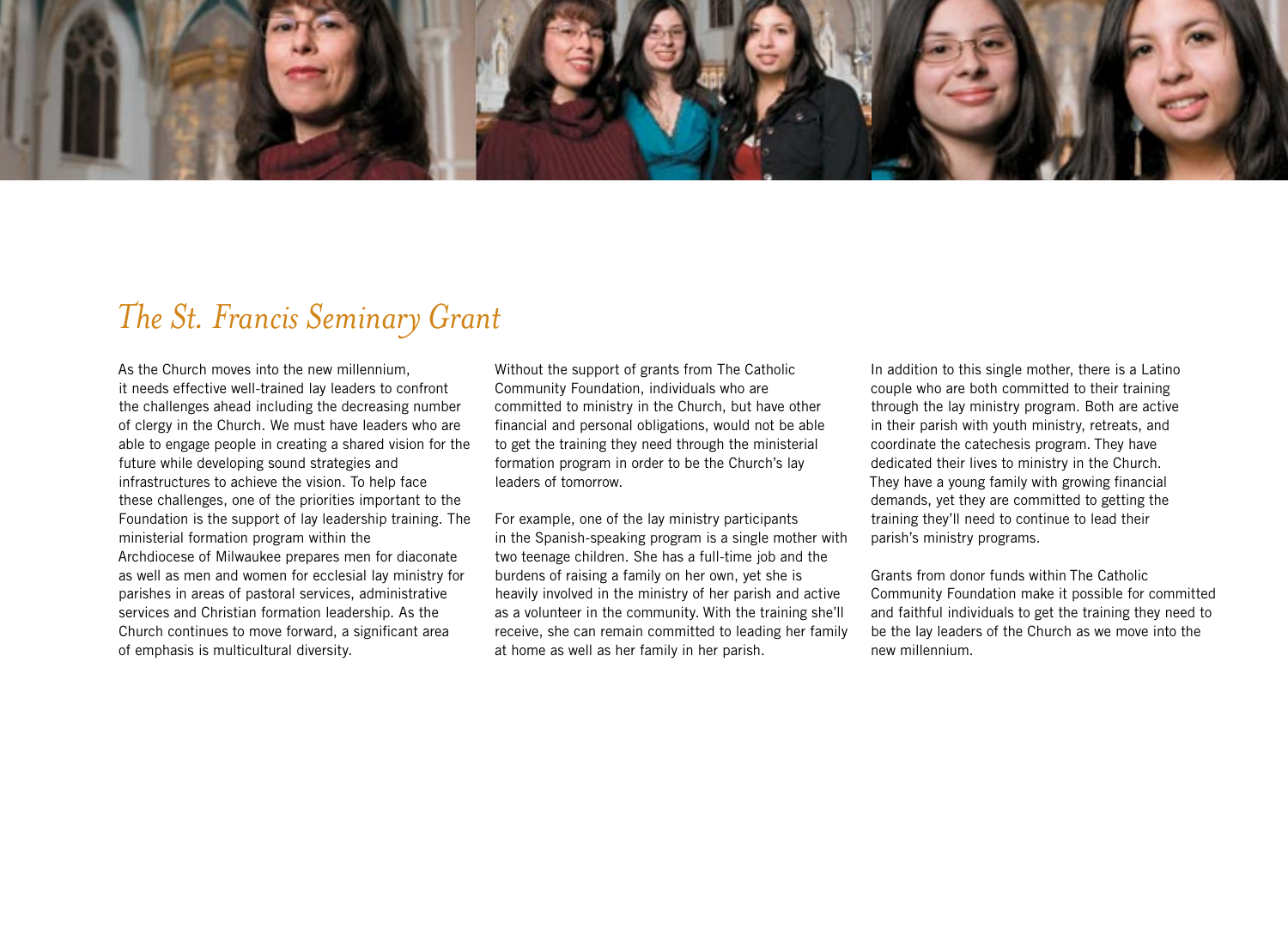# *The St. Francis Seminary Grant*

As the Church moves into the new millennium, it needs effective well-trained lay leaders to confront the challenges ahead including the decreasing number of clergy in the Church. We must have leaders who are able to engage people in creating a shared vision for the future while developing sound strategies and infrastructures to achieve the vision. To help face these challenges, one of the priorities important to the Foundation is the support of lay leadership training. The ministerial formation program within the Archdiocese of Milwaukee prepares men for diaconate as well as men and women for ecclesial lay ministry for parishes in areas of pastoral services, administrative services and Christian formation leadership. As the Church continues to move forward, a significant area of emphasis is multicultural diversity.

Without the support of grants from The Catholic Community Foundation, individuals who are committed to ministry in the Church, but have other financial and personal obligations, would not be able to get the training they need through the ministerial formation program in order to be the Church's lay leaders of tomorrow.

For example, one of the lay ministry participants in the Spanish-speaking program is a single mother with two teenage children. She has a full-time job and the burdens of raising a family on her own, yet she is heavily involved in the ministry of her parish and active as a volunteer in the community. With the training she'll receive, she can remain committed to leading her family at home as well as her family in her parish.

In addition to this single mother, there is a Latino couple who are both committed to their training through the lay ministry program. Both are active in their parish with youth ministry, retreats, and coordinate the catechesis program. They have dedicated their lives to ministry in the Church. They have a young family with growing financial demands, yet they are committed to getting the training they'll need to continue to lead their parish's ministry programs.

Grants from donor funds within The Catholic Community Foundation make it possible for committed and faithful individuals to get the training they need to be the lay leaders of the Church as we move into the new millennium.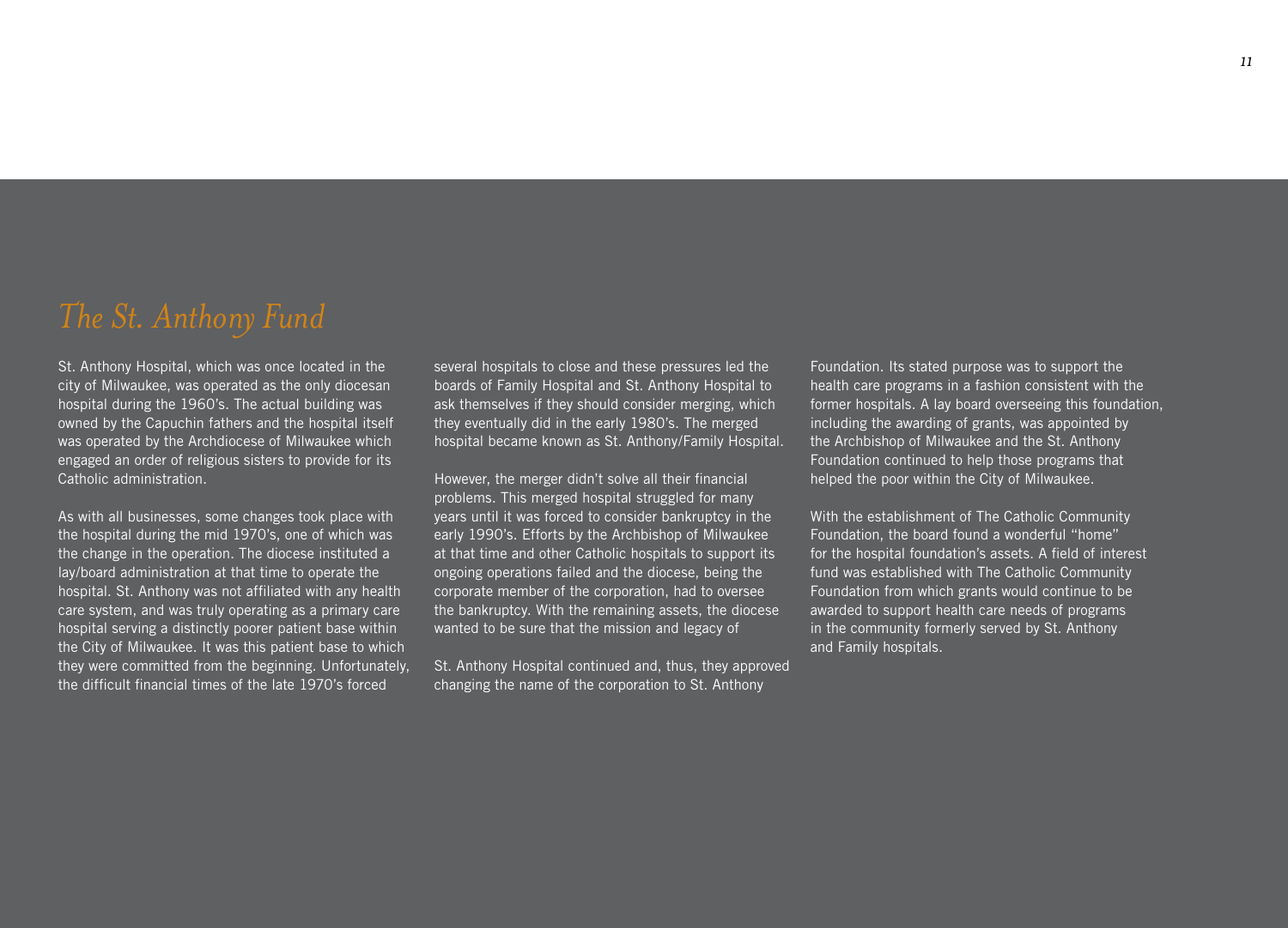# The St. Anthony Fund

St. Anthony Hospital, which was once located in the city of Milwaukee, was operated as the only diocesan hospital during the 1960's. The actual building was owned by the Capuchin fathers and the hospital itself was operated by the Archdiocese of Milwaukee which engaged an order of religious sisters to provide for its Catholic administration.

As with all businesses, some changes took place with the hospital during the mid 1970's, one of which was the change in the operation. The diocese instituted a lay/board administration at that time to operate the hospital. St. Anthony was not affiliated with any health care system, and was truly operating as a primary care hospital serving a distinctly poorer patient base within the City of Milwaukee. It was this patient base to which they were committed from the beginning. Unfortunately, the difficult financial times of the late 1970's forced several hospitals to close and these pressures led the boards of Family Hospital and St. Anthony Hospital to ask themselves if they should consider merging, which they eventually did in the early 1980's. The merged hospital became known as St. Anthony/Family Hospital.

However, the merger didn't solve all their financial problems. This merged hospital struggled for many years until it was forced to consider bankruptcy in the early 1990's. Efforts by the Archbishop of Milwaukee at that time and other Catholic hospitals to support its ongoing operations failed and the diocese, being the corporate member of the corporation, had to oversee the bankruptcy. With the remaining assets, the diocese wanted to be sure that the mission and legacy of St. Anthony Hospital continued and, thus, they approved changing the name of the corporation to St. Anthony Foundation. Its stated purpose was to support the health care programs in a fashion consistent with the former hospitals. A lay board overseeing this foundation, including the awarding of grants, was appointed by the Archbishop of Milwaukee and the St. Anthony Foundation continued to help those programs that helped the poor within the City of Milwaukee.

With the establishment of The Catholic Community Foundation, the board found a wonderful "home" for the hospital foundation's assets. A field of interest fund was established with The Catholic Community Foundation from which grants would continue to be awarded to support health care needs of programs in the community formerly served by St. Anthony and Family hospitals.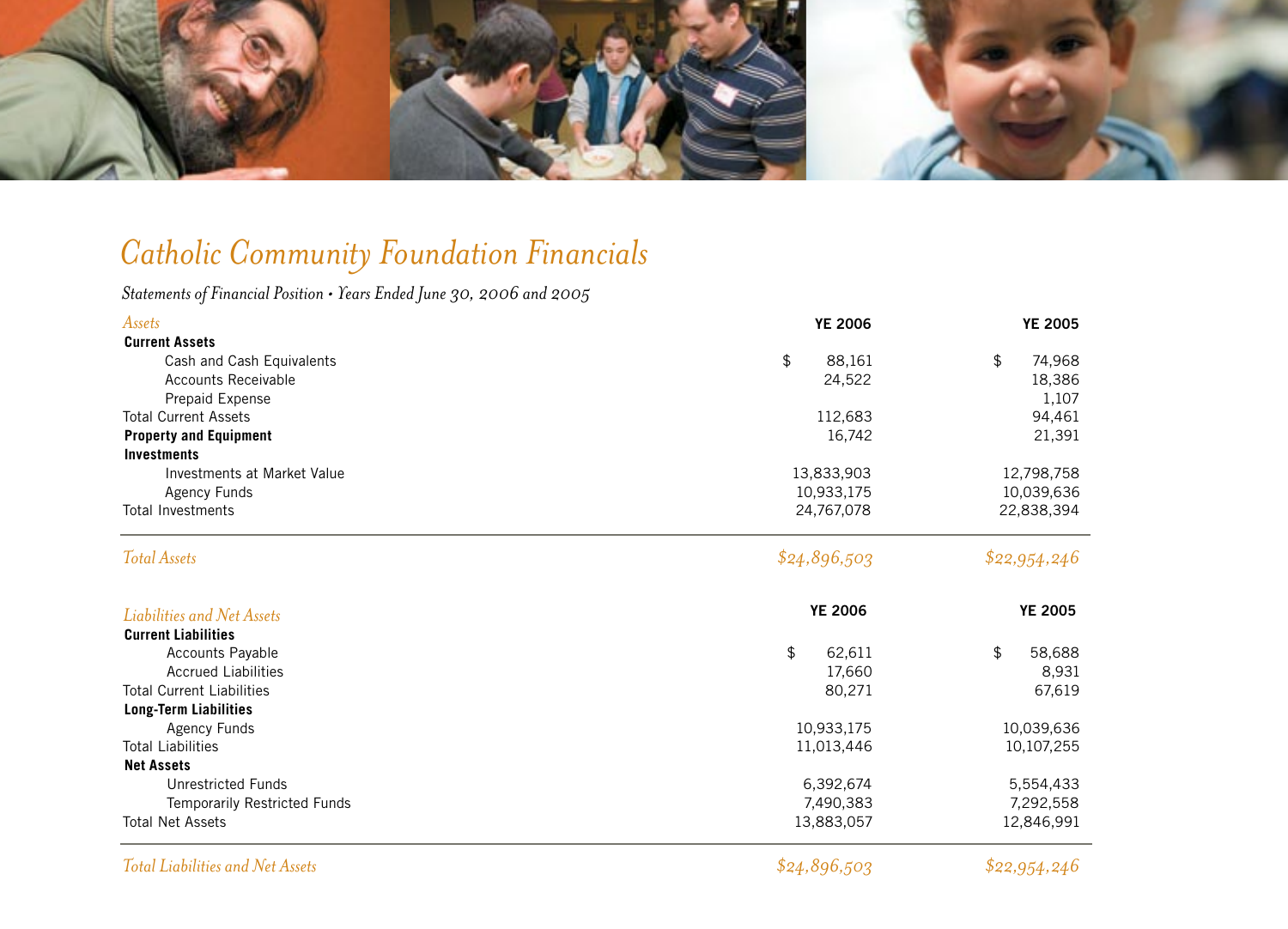# *Catholic Community Foundation Financials*

*Statements of Financial Position • Years Ended June 30, 2006 and 2005*

| *Assets* | YE 2006 | YE 2005 |
|---|---|---|
| **Current Assets** | | |
| Cash and Cash Equivalents | $ 88,161 | $ 74,968 |
| Accounts Receivable | 24,522 | 18,386 |
| Prepaid Expense | | 1,107 |
| Total Current Assets | 112,683 | 94,461 |
| **Property and Equipment** | 16,742 | 21,391 |
| **Investments** | | |
| Investments at Market Value | 13,833,903 | 12,798,758 |
| Agency Funds | 10,933,175 | 10,039,636 |
| Total Investments | 24,767,078 | 22,838,394 |
| *Total Assets* | *$24,896,503* | *$22,954,246* |

| *Liabilities and Net Assets* | YE 2006 | YE 2005 |
|---|---|---|
| **Current Liabilities** | | |
| Accounts Payable | $ 62,611 | $ 58,688 |
| Accrued Liabilities | 17,660 | 8,931 |
| Total Current Liabilities | 80,271 | 67,619 |
| **Long-Term Liabilities** | | |
| Agency Funds | 10,933,175 | 10,039,636 |
| Total Liabilities | 11,013,446 | 10,107,255 |
| **Net Assets** | | |
| Unrestricted Funds | 6,392,674 | 5,554,433 |
| Temporarily Restricted Funds | 7,490,383 | 7,292,558 |
| Total Net Assets | 13,883,057 | 12,846,991 |
| *Total Liabilities and Net Assets* | *$24,896,503* | *$22,954,246* |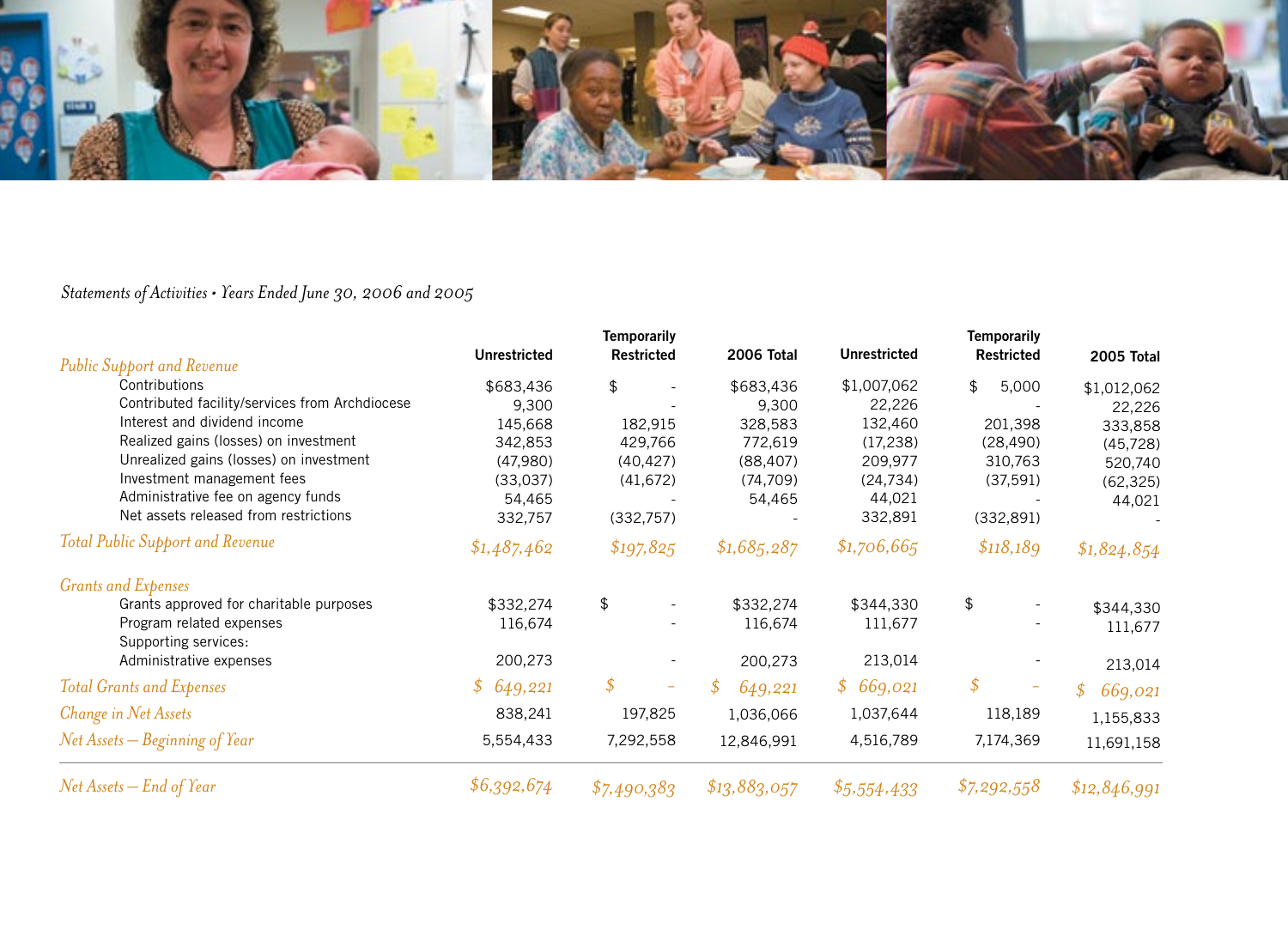*Statements of Activities • Years Ended June 30, 2006 and 2005*

| | Unrestricted | Temporarily Restricted | 2006 Total | Unrestricted | Temporarily Restricted | 2005 Total |
|---|---|---|---|---|---|---|
| *Public Support and Revenue* | | | | | | |
| Contributions | $683,436 | $ - | $683,436 | $1,007,062 | $ 5,000 | $1,012,062 |
| Contributed facility/services from Archdiocese | 9,300 | - | 9,300 | 22,226 | - | 22,226 |
| Interest and dividend income | 145,668 | 182,915 | 328,583 | 132,460 | 201,398 | 333,858 |
| Realized gains (losses) on investment | 342,853 | 429,766 | 772,619 | (17,238) | (28,490) | (45,728) |
| Unrealized gains (losses) on investment | (47,980) | (40,427) | (88,407) | 209,977 | 310,763 | 520,740 |
| Investment management fees | (33,037) | (41,672) | (74,709) | (24,734) | (37,591) | (62,325) |
| Administrative fee on agency funds | 54,465 | - | 54,465 | 44,021 | - | 44,021 |
| Net assets released from restrictions | 332,757 | (332,757) | - | 332,891 | (332,891) | - |
| *Total Public Support and Revenue* | *$1,487,462* | *$197,825* | *$1,685,287* | *$1,706,665* | *$118,189* | *$1,824,854* |
| *Grants and Expenses* | | | | | | |
| Grants approved for charitable purposes | $332,274 | $ - | $332,274 | $344,330 | $ - | $344,330 |
| Program related expenses | 116,674 | - | 116,674 | 111,677 | - | 111,677 |
| Supporting services: | | | | | | |
| Administrative expenses | 200,273 | - | 200,273 | 213,014 | - | 213,014 |
| *Total Grants and Expenses* | *$ 649,221* | *$ -* | *$ 649,221* | *$ 669,021* | *$ -* | *$ 669,021* |
| *Change in Net Assets* | 838,241 | 197,825 | 1,036,066 | 1,037,644 | 118,189 | 1,155,833 |
| *Net Assets — Beginning of Year* | 5,554,433 | 7,292,558 | 12,846,991 | 4,516,789 | 7,174,369 | 11,691,158 |
| *Net Assets — End of Year* | *$6,392,674* | *$7,490,383* | *$13,883,057* | *$5,554,433* | *$7,292,558* | *$12,846,991* |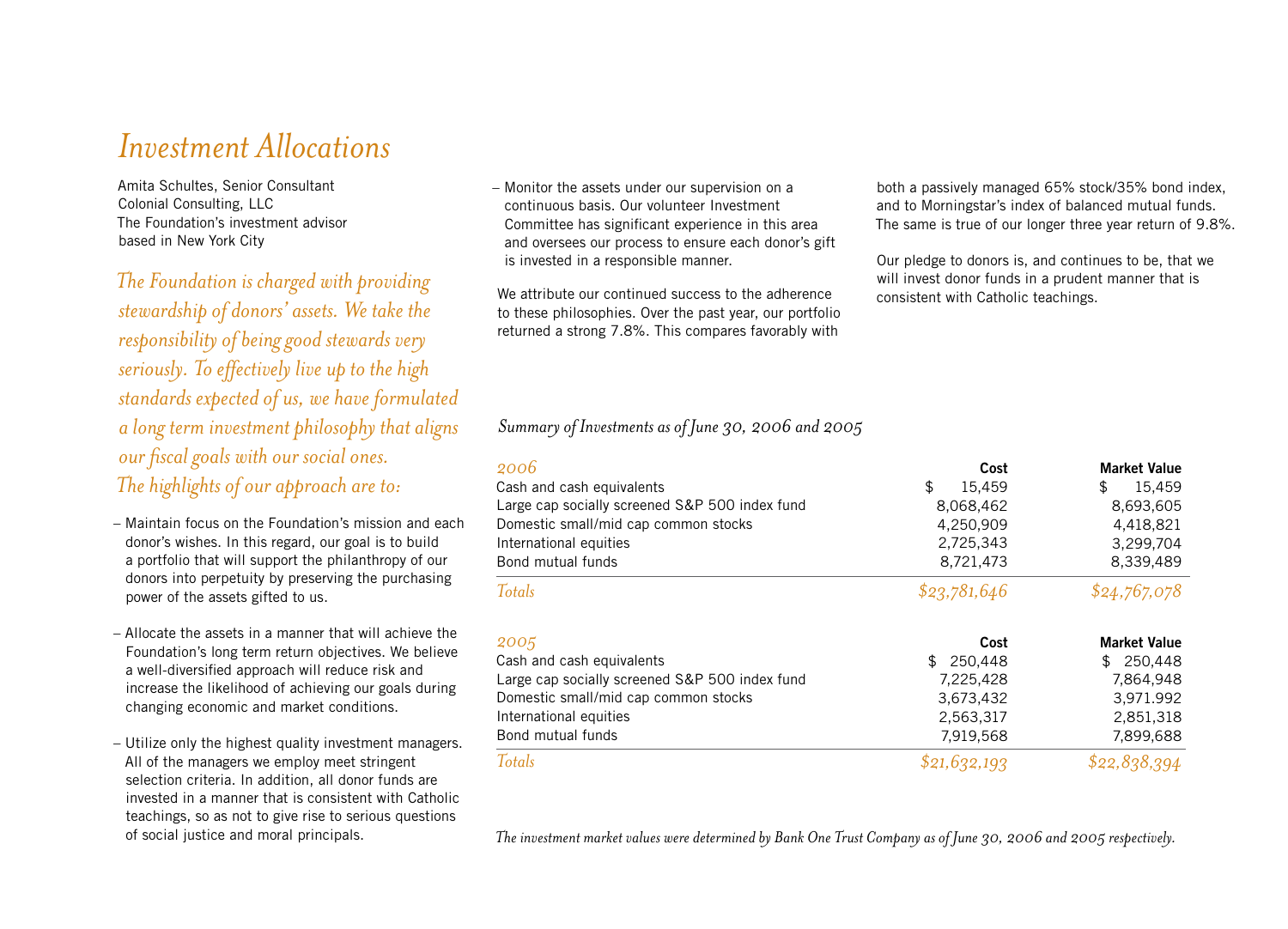# Investment Allocations

Amita Schultes, Senior Consultant
Colonial Consulting, LLC
The Foundation's investment advisor
based in New York City

*The Foundation is charged with providing stewardship of donors' assets. We take the responsibility of being good stewards very seriously. To effectively live up to the high standards expected of us, we have formulated a long term investment philosophy that aligns our fiscal goals with our social ones. The highlights of our approach are to:*

- Maintain focus on the Foundation's mission and each donor's wishes. In this regard, our goal is to build a portfolio that will support the philanthropy of our donors into perpetuity by preserving the purchasing power of the assets gifted to us.
- Allocate the assets in a manner that will achieve the Foundation's long term return objectives. We believe a well-diversified approach will reduce risk and increase the likelihood of achieving our goals during changing economic and market conditions.
- Utilize only the highest quality investment managers. All of the managers we employ meet stringent selection criteria. In addition, all donor funds are invested in a manner that is consistent with Catholic teachings, so as not to give rise to serious questions of social justice and moral principals.
- Monitor the assets under our supervision on a continuous basis. Our volunteer Investment Committee has significant experience in this area and oversees our process to ensure each donor's gift is invested in a responsible manner.

We attribute our continued success to the adherence to these philosophies. Over the past year, our portfolio returned a strong 7.8%. This compares favorably with both a passively managed 65% stock/35% bond index, and to Morningstar's index of balanced mutual funds. The same is true of our longer three year return of 9.8%.

Our pledge to donors is, and continues to be, that we will invest donor funds in a prudent manner that is consistent with Catholic teachings.

*Summary of Investments as of June 30, 2006 and 2005*

| *2006* | **Cost** | **Market Value** |
|---|---|---|
| Cash and cash equivalents | $ 15,459 | $ 15,459 |
| Large cap socially screened S&P 500 index fund | 8,068,462 | 8,693,605 |
| Domestic small/mid cap common stocks | 4,250,909 | 4,418,821 |
| International equities | 2,725,343 | 3,299,704 |
| Bond mutual funds | 8,721,473 | 8,339,489 |
| *Totals* | *$23,781,646* | *$24,767,078* |

| *2005* | **Cost** | **Market Value** |
|---|---|---|
| Cash and cash equivalents | $ 250,448 | $ 250,448 |
| Large cap socially screened S&P 500 index fund | 7,225,428 | 7,864,948 |
| Domestic small/mid cap common stocks | 3,673,432 | 3,971.992 |
| International equities | 2,563,317 | 2,851,318 |
| Bond mutual funds | 7,919,568 | 7,899,688 |
| *Totals* | *$21,632,193* | *$22,838,394* |

*The investment market values were determined by Bank One Trust Company as of June 30, 2006 and 2005 respectively.*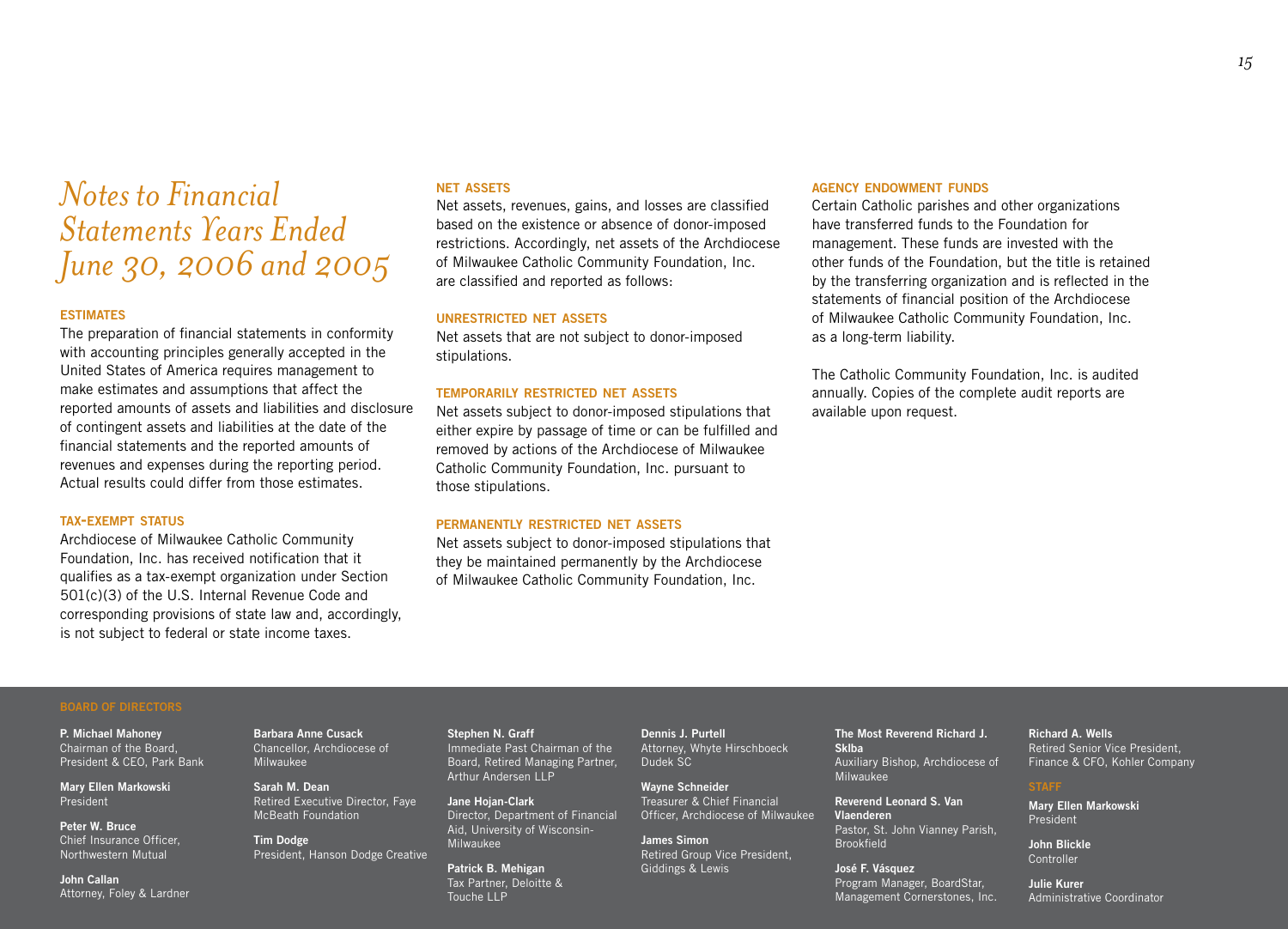# *Notes to Financial Statements Years Ended June 30, 2006 and 2005*

### ESTIMATES

The preparation of financial statements in conformity with accounting principles generally accepted in the United States of America requires management to make estimates and assumptions that affect the reported amounts of assets and liabilities and disclosure of contingent assets and liabilities at the date of the financial statements and the reported amounts of revenues and expenses during the reporting period. Actual results could differ from those estimates.

### TAX-EXEMPT STATUS

Archdiocese of Milwaukee Catholic Community Foundation, Inc. has received notification that it qualifies as a tax-exempt organization under Section 501(c)(3) of the U.S. Internal Revenue Code and corresponding provisions of state law and, accordingly, is not subject to federal or state income taxes.

### NET ASSETS

Net assets, revenues, gains, and losses are classified based on the existence or absence of donor-imposed restrictions. Accordingly, net assets of the Archdiocese of Milwaukee Catholic Community Foundation, Inc. are classified and reported as follows:

### UNRESTRICTED NET ASSETS

Net assets that are not subject to donor-imposed stipulations.

### TEMPORARILY RESTRICTED NET ASSETS

Net assets subject to donor-imposed stipulations that either expire by passage of time or can be fulfilled and removed by actions of the Archdiocese of Milwaukee Catholic Community Foundation, Inc. pursuant to those stipulations.

### PERMANENTLY RESTRICTED NET ASSETS

Net assets subject to donor-imposed stipulations that they be maintained permanently by the Archdiocese of Milwaukee Catholic Community Foundation, Inc.

### AGENCY ENDOWMENT FUNDS

Certain Catholic parishes and other organizations have transferred funds to the Foundation for management. These funds are invested with the other funds of the Foundation, but the title is retained by the transferring organization and is reflected in the statements of financial position of the Archdiocese of Milwaukee Catholic Community Foundation, Inc. as a long-term liability.

The Catholic Community Foundation, Inc. is audited annually. Copies of the complete audit reports are available upon request.

### BOARD OF DIRECTORS

**P. Michael Mahoney**
Chairman of the Board, President & CEO, Park Bank

**Mary Ellen Markowski**
President

**Peter W. Bruce**
Chief Insurance Officer, Northwestern Mutual

**John Callan**
Attorney, Foley & Lardner

**Barbara Anne Cusack**
Chancellor, Archdiocese of Milwaukee

**Sarah M. Dean**
Retired Executive Director, Faye McBeath Foundation

**Tim Dodge**
President, Hanson Dodge Creative

**Stephen N. Graff**
Immediate Past Chairman of the Board, Retired Managing Partner, Arthur Andersen LLP

**Jane Hojan-Clark**
Director, Department of Financial Aid, University of Wisconsin-Milwaukee

**Patrick B. Mehigan**
Tax Partner, Deloitte & Touche LLP

**Dennis J. Purtell**
Attorney, Whyte Hirschboeck Dudek SC

**Wayne Schneider**
Treasurer & Chief Financial Officer, Archdiocese of Milwaukee

**James Simon**
Retired Group Vice President, Giddings & Lewis

**The Most Reverend Richard J. Sklba**
Auxiliary Bishop, Archdiocese of Milwaukee

**Reverend Leonard S. Van Vlaenderen**
Pastor, St. John Vianney Parish, Brookfield

**José F. Vásquez**
Program Manager, BoardStar, Management Cornerstones, Inc.

**Richard A. Wells**
Retired Senior Vice President, Finance & CFO, Kohler Company

### STAFF

**Mary Ellen Markowski**
President

**John Blickle**
Controller

**Julie Kurer**
Administrative Coordinator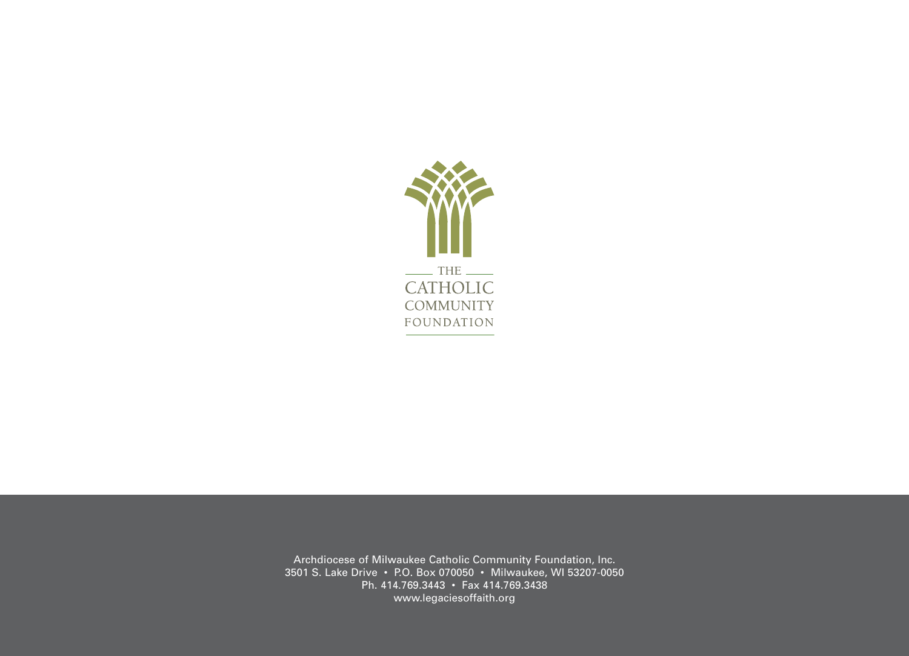THE
CATHOLIC
COMMUNITY
FOUNDATION

Archdiocese of Milwaukee Catholic Community Foundation, Inc.
3501 S. Lake Drive • P.O. Box 070050 • Milwaukee, WI 53207-0050
Ph. 414.769.3443 • Fax 414.769.3438
www.legaciesoffaith.org